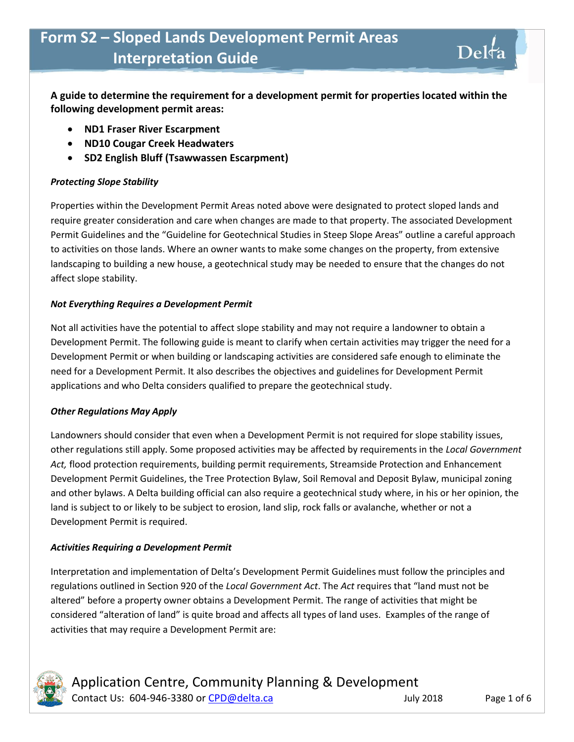# Form S2 – Sloped Lands Development Permit Areas Interpretation Guide

**A guide to determine the requirement for a development permit for properties located within the following development permit areas:**

- **ND1 Fraser River Escarpment**
- **ND10 Cougar Creek Headwaters**
- **SD2 English Bluff (Tsawwassen Escarpment)**

***Protecting Slope Stability***

Properties within the Development Permit Areas noted above were designated to protect sloped lands and require greater consideration and care when changes are made to that property. The associated Development Permit Guidelines and the "Guideline for Geotechnical Studies in Steep Slope Areas" outline a careful approach to activities on those lands. Where an owner wants to make some changes on the property, from extensive landscaping to building a new house, a geotechnical study may be needed to ensure that the changes do not affect slope stability.

***Not Everything Requires a Development Permit***

Not all activities have the potential to affect slope stability and may not require a landowner to obtain a Development Permit. The following guide is meant to clarify when certain activities may trigger the need for a Development Permit or when building or landscaping activities are considered safe enough to eliminate the need for a Development Permit. It also describes the objectives and guidelines for Development Permit applications and who Delta considers qualified to prepare the geotechnical study.

***Other Regulations May Apply***

Landowners should consider that even when a Development Permit is not required for slope stability issues, other regulations still apply. Some proposed activities may be affected by requirements in the *Local Government Act,* flood protection requirements, building permit requirements, Streamside Protection and Enhancement Development Permit Guidelines, the Tree Protection Bylaw, Soil Removal and Deposit Bylaw, municipal zoning and other bylaws. A Delta building official can also require a geotechnical study where, in his or her opinion, the land is subject to or likely to be subject to erosion, land slip, rock falls or avalanche, whether or not a Development Permit is required.

***Activities Requiring a Development Permit***

Interpretation and implementation of Delta's Development Permit Guidelines must follow the principles and regulations outlined in Section 920 of the *Local Government Act*. The *Act* requires that "land must not be altered" before a property owner obtains a Development Permit. The range of activities that might be considered "alteration of land" is quite broad and affects all types of land uses. Examples of the range of activities that may require a Development Permit are: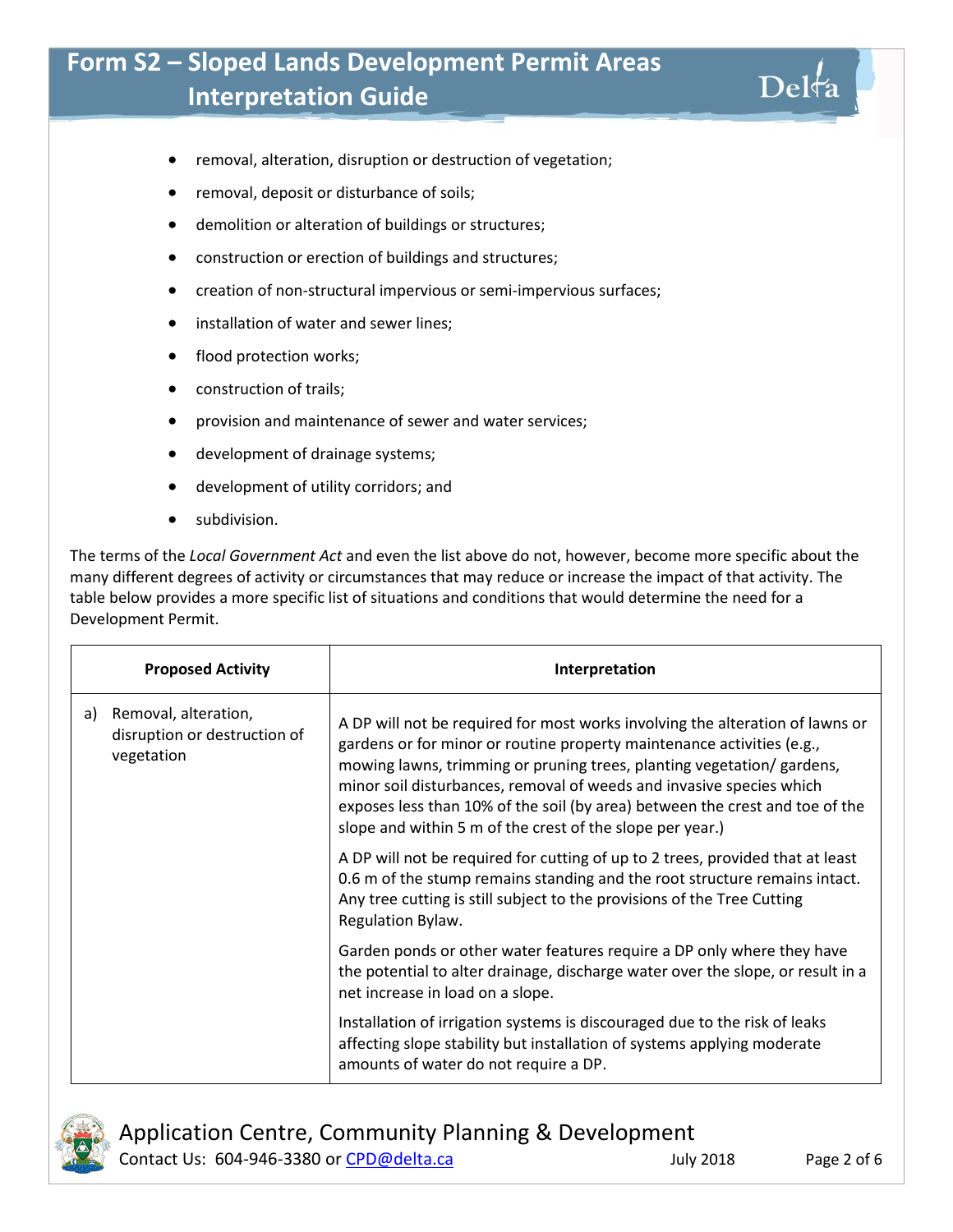- removal, alteration, disruption or destruction of vegetation;
- removal, deposit or disturbance of soils;
- demolition or alteration of buildings or structures;
- construction or erection of buildings and structures;
- creation of non-structural impervious or semi-impervious surfaces;
- installation of water and sewer lines;
- flood protection works;
- construction of trails;
- provision and maintenance of sewer and water services;
- development of drainage systems;
- development of utility corridors; and
- subdivision.

The terms of the *Local Government Act* and even the list above do not, however, become more specific about the many different degrees of activity or circumstances that may reduce or increase the impact of that activity. The table below provides a more specific list of situations and conditions that would determine the need for a Development Permit.

| Proposed Activity | Interpretation |
|---|---|
| a) Removal, alteration, disruption or destruction of vegetation | A DP will not be required for most works involving the alteration of lawns or gardens or for minor or routine property maintenance activities (e.g., mowing lawns, trimming or pruning trees, planting vegetation/ gardens, minor soil disturbances, removal of weeds and invasive species which exposes less than 10% of the soil (by area) between the crest and toe of the slope and within 5 m of the crest of the slope per year.)<br><br>A DP will not be required for cutting of up to 2 trees, provided that at least 0.6 m of the stump remains standing and the root structure remains intact. Any tree cutting is still subject to the provisions of the Tree Cutting Regulation Bylaw.<br><br>Garden ponds or other water features require a DP only where they have the potential to alter drainage, discharge water over the slope, or result in a net increase in load on a slope.<br><br>Installation of irrigation systems is discouraged due to the risk of leaks affecting slope stability but installation of systems applying moderate amounts of water do not require a DP. |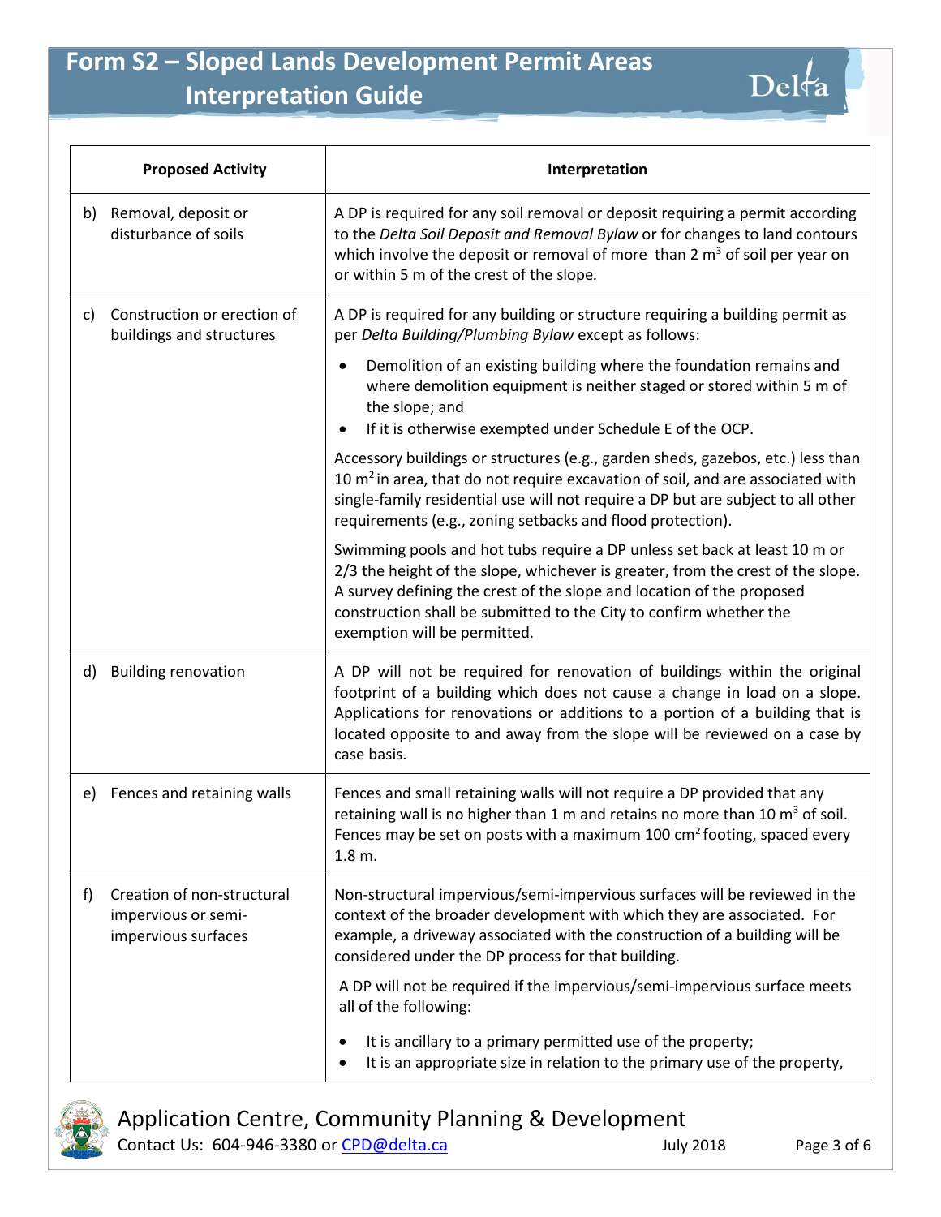# Form S2 – Sloped Lands Development Permit Areas Interpretation Guide

| Proposed Activity | Interpretation |
|---|---|
| b) Removal, deposit or disturbance of soils | A DP is required for any soil removal or deposit requiring a permit according to the *Delta Soil Deposit and Removal Bylaw* or for changes to land contours which involve the deposit or removal of more than 2 $m^3$ of soil per year on or within 5 m of the crest of the slope. |
| c) Construction or erection of buildings and structures | A DP is required for any building or structure requiring a building permit as per *Delta Building/Plumbing Bylaw* except as follows:<br>• Demolition of an existing building where the foundation remains and where demolition equipment is neither staged or stored within 5 m of the slope; and<br>• If it is otherwise exempted under Schedule E of the OCP.<br><br>Accessory buildings or structures (e.g., garden sheds, gazebos, etc.) less than 10 $m^2$ in area, that do not require excavation of soil, and are associated with single-family residential use will not require a DP but are subject to all other requirements (e.g., zoning setbacks and flood protection).<br><br>Swimming pools and hot tubs require a DP unless set back at least 10 m or 2/3 the height of the slope, whichever is greater, from the crest of the slope. A survey defining the crest of the slope and location of the proposed construction shall be submitted to the City to confirm whether the exemption will be permitted. |
| d) Building renovation | A DP will not be required for renovation of buildings within the original footprint of a building which does not cause a change in load on a slope. Applications for renovations or additions to a portion of a building that is located opposite to and away from the slope will be reviewed on a case by case basis. |
| e) Fences and retaining walls | Fences and small retaining walls will not require a DP provided that any retaining wall is no higher than 1 m and retains no more than 10 $m^3$ of soil. Fences may be set on posts with a maximum 100 $cm^2$ footing, spaced every 1.8 m. |
| f) Creation of non-structural impervious or semi-impervious surfaces | Non-structural impervious/semi-impervious surfaces will be reviewed in the context of the broader development with which they are associated. For example, a driveway associated with the construction of a building will be considered under the DP process for that building.<br><br>A DP will not be required if the impervious/semi-impervious surface meets all of the following:<br>• It is ancillary to a primary permitted use of the property;<br>• It is an appropriate size in relation to the primary use of the property, |

Application Centre, Community Planning & Development
Contact Us: 604-946-3380 or CPD@delta.ca July 2018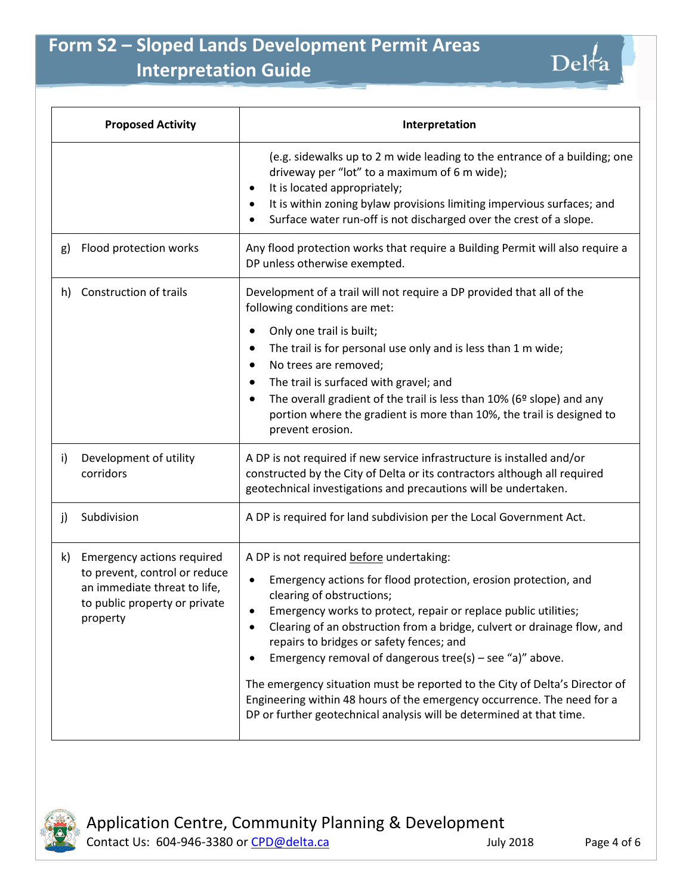| Proposed Activity | Interpretation |
|---|---|
| | (e.g. sidewalks up to 2 m wide leading to the entrance of a building; one driveway per "lot" to a maximum of 6 m wide);<br>• It is located appropriately;<br>• It is within zoning bylaw provisions limiting impervious surfaces; and<br>• Surface water run-off is not discharged over the crest of a slope. |
| g) Flood protection works | Any flood protection works that require a Building Permit will also require a DP unless otherwise exempted. |
| h) Construction of trails | Development of a trail will not require a DP provided that all of the following conditions are met:<br>• Only one trail is built;<br>• The trail is for personal use only and is less than 1 m wide;<br>• No trees are removed;<br>• The trail is surfaced with gravel; and<br>• The overall gradient of the trail is less than 10% (6º slope) and any portion where the gradient is more than 10%, the trail is designed to prevent erosion. |
| i) Development of utility corridors | A DP is not required if new service infrastructure is installed and/or constructed by the City of Delta or its contractors although all required geotechnical investigations and precautions will be undertaken. |
| j) Subdivision | A DP is required for land subdivision per the Local Government Act. |
| k) Emergency actions required to prevent, control or reduce an immediate threat to life, to public property or private property | A DP is not required before undertaking:<br>• Emergency actions for flood protection, erosion protection, and clearing of obstructions;<br>• Emergency works to protect, repair or replace public utilities;<br>• Clearing of an obstruction from a bridge, culvert or drainage flow, and repairs to bridges or safety fences; and<br>• Emergency removal of dangerous tree(s) – see "a)" above.<br><br>The emergency situation must be reported to the City of Delta's Director of Engineering within 48 hours of the emergency occurrence. The need for a DP or further geotechnical analysis will be determined at that time. |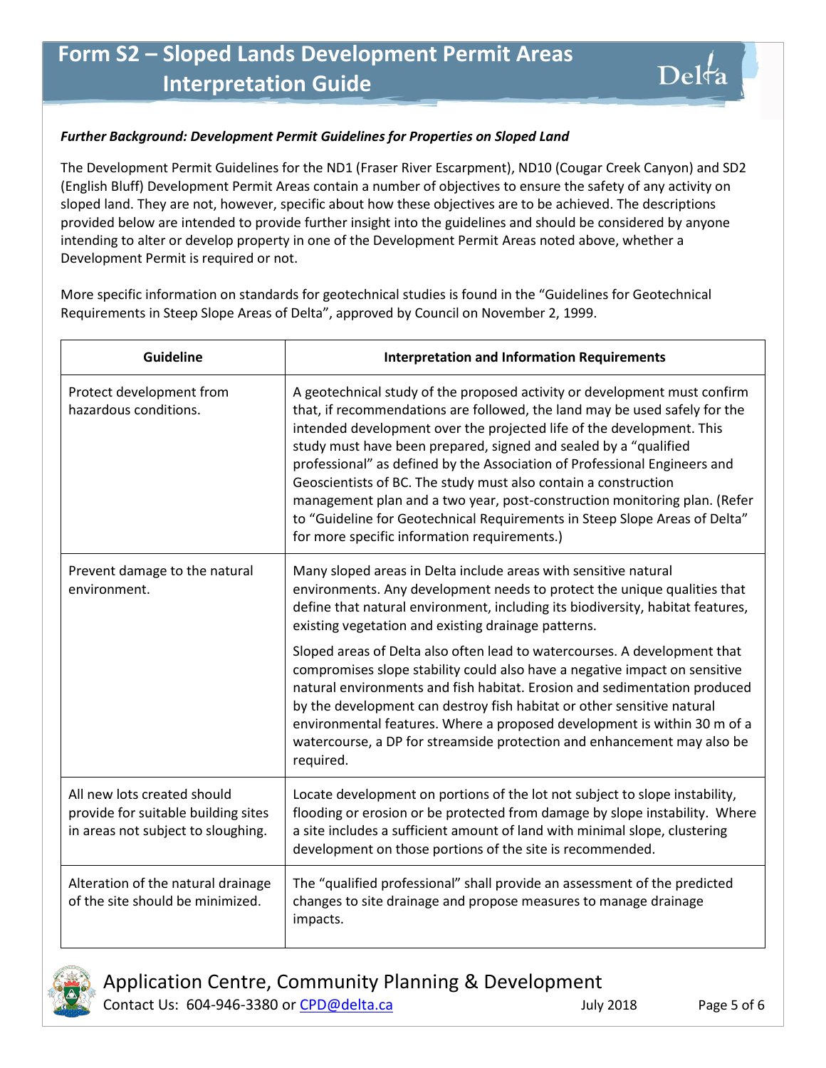# Form S2 – Sloped Lands Development Permit Areas Interpretation Guide

***Further Background: Development Permit Guidelines for Properties on Sloped Land***

The Development Permit Guidelines for the ND1 (Fraser River Escarpment), ND10 (Cougar Creek Canyon) and SD2 (English Bluff) Development Permit Areas contain a number of objectives to ensure the safety of any activity on sloped land. They are not, however, specific about how these objectives are to be achieved. The descriptions provided below are intended to provide further insight into the guidelines and should be considered by anyone intending to alter or develop property in one of the Development Permit Areas noted above, whether a Development Permit is required or not.

More specific information on standards for geotechnical studies is found in the "Guidelines for Geotechnical Requirements in Steep Slope Areas of Delta", approved by Council on November 2, 1999.

| Guideline | Interpretation and Information Requirements |
|---|---|
| Protect development from hazardous conditions. | A geotechnical study of the proposed activity or development must confirm that, if recommendations are followed, the land may be used safely for the intended development over the projected life of the development. This study must have been prepared, signed and sealed by a "qualified professional" as defined by the Association of Professional Engineers and Geoscientists of BC. The study must also contain a construction management plan and a two year, post-construction monitoring plan. (Refer to "Guideline for Geotechnical Requirements in Steep Slope Areas of Delta" for more specific information requirements.) |
| Prevent damage to the natural environment. | Many sloped areas in Delta include areas with sensitive natural environments. Any development needs to protect the unique qualities that define that natural environment, including its biodiversity, habitat features, existing vegetation and existing drainage patterns.<br><br>Sloped areas of Delta also often lead to watercourses. A development that compromises slope stability could also have a negative impact on sensitive natural environments and fish habitat. Erosion and sedimentation produced by the development can destroy fish habitat or other sensitive natural environmental features. Where a proposed development is within 30 m of a watercourse, a DP for streamside protection and enhancement may also be required. |
| All new lots created should provide for suitable building sites in areas not subject to sloughing. | Locate development on portions of the lot not subject to slope instability, flooding or erosion or be protected from damage by slope instability. Where a site includes a sufficient amount of land with minimal slope, clustering development on those portions of the site is recommended. |
| Alteration of the natural drainage of the site should be minimized. | The "qualified professional" shall provide an assessment of the predicted changes to site drainage and propose measures to manage drainage impacts. |

Application Centre, Community Planning & Development
Contact Us: 604-946-3380 or CPD@delta.ca July 2018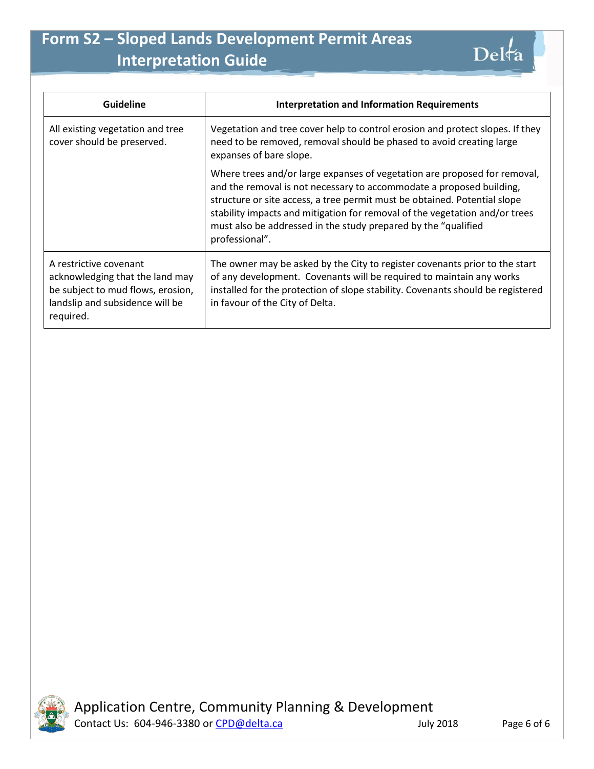| Guideline | Interpretation and Information Requirements |
|---|---|
| All existing vegetation and tree cover should be preserved. | Vegetation and tree cover help to control erosion and protect slopes. If they need to be removed, removal should be phased to avoid creating large expanses of bare slope.<br><br>Where trees and/or large expanses of vegetation are proposed for removal, and the removal is not necessary to accommodate a proposed building, structure or site access, a tree permit must be obtained. Potential slope stability impacts and mitigation for removal of the vegetation and/or trees must also be addressed in the study prepared by the "qualified professional". |
| A restrictive covenant acknowledging that the land may be subject to mud flows, erosion, landslip and subsidence will be required. | The owner may be asked by the City to register covenants prior to the start of any development. Covenants will be required to maintain any works installed for the protection of slope stability. Covenants should be registered in favour of the City of Delta. |